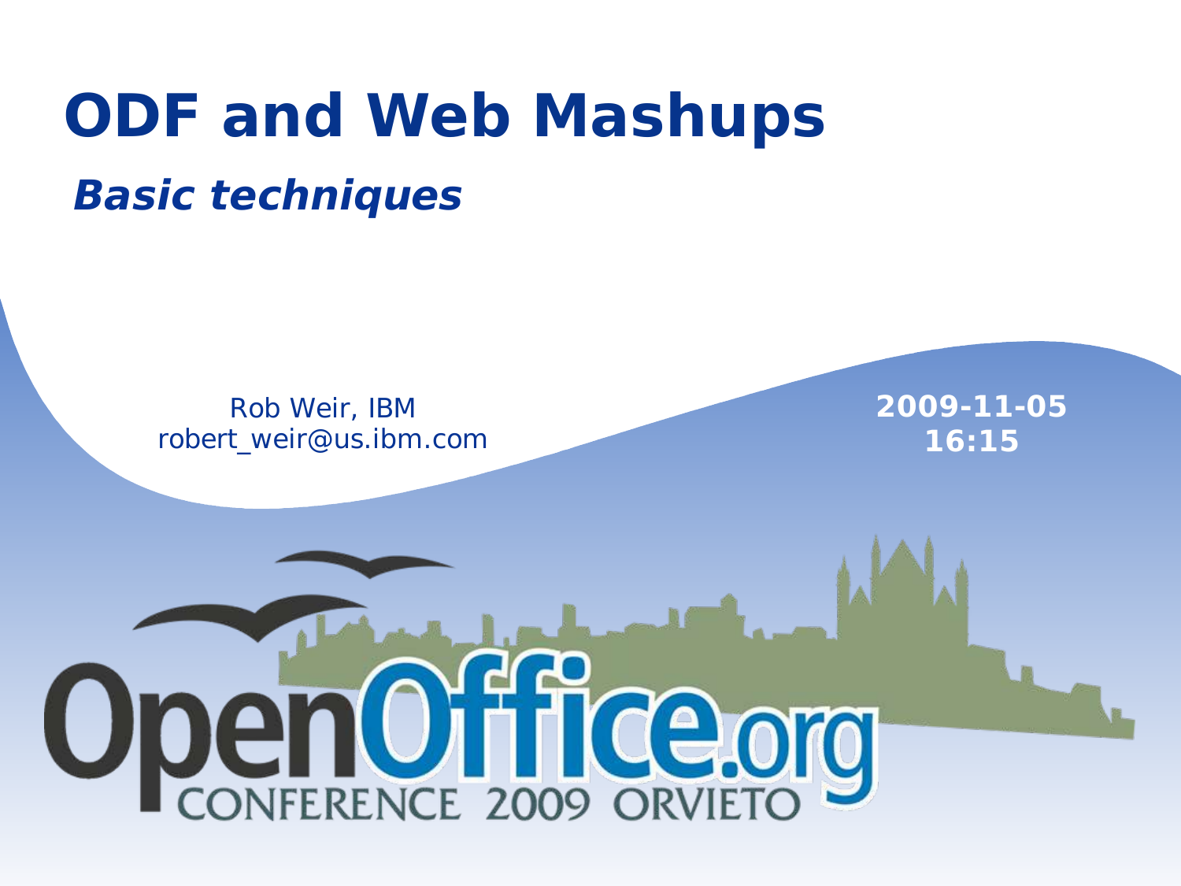# ODF and Web Mashups

## *Basic techniques*

Rob Weir, IBM
robert_weir@us.ibm.com

**2009-11-05**
**16:15**

OpenOffice.org
CONFERENCE 2009 ORVIETO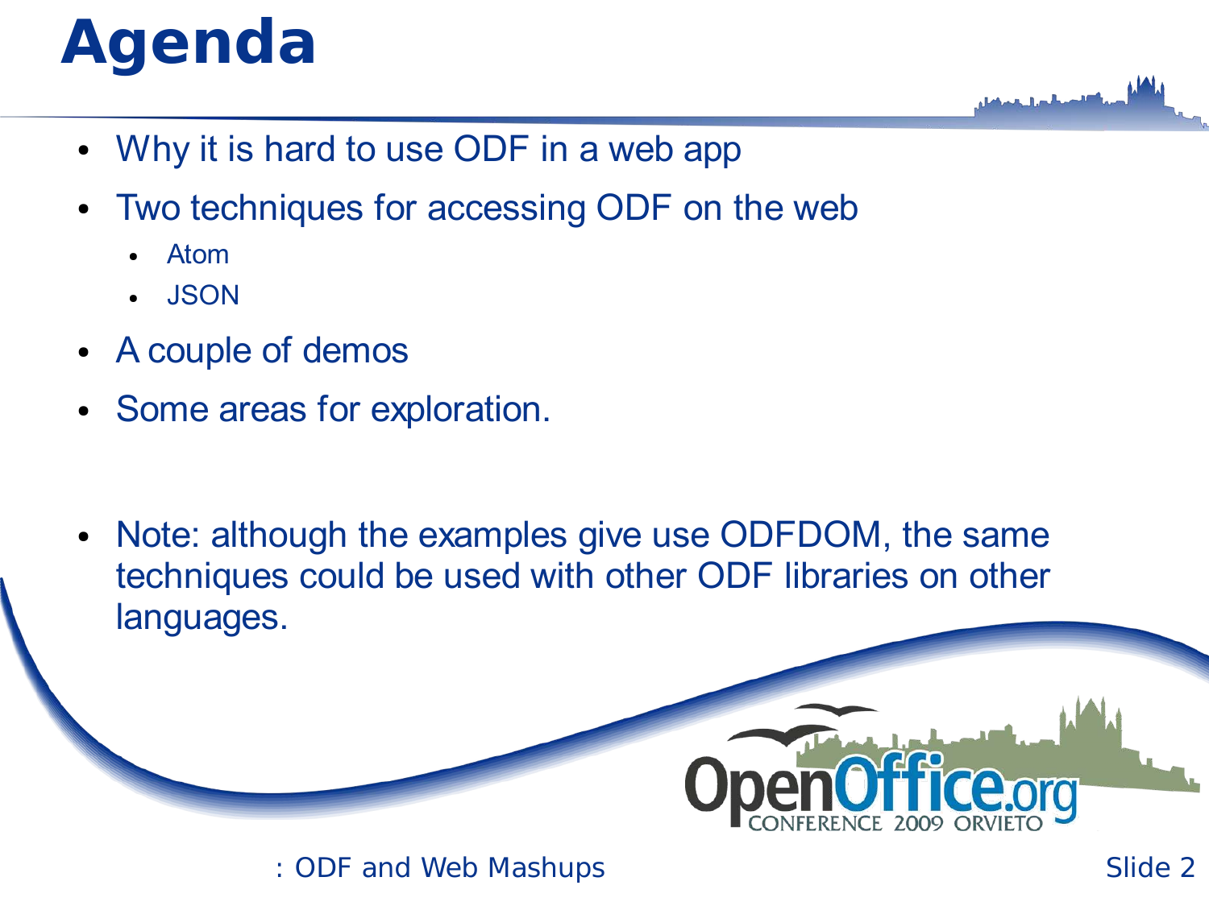# Agenda

- Why it is hard to use ODF in a web app
- Two techniques for accessing ODF on the web
  - Atom
  - JSON
- A couple of demos
- Some areas for exploration.

- Note: although the examples give use ODFDOM, the same techniques could be used with other ODF libraries on other languages.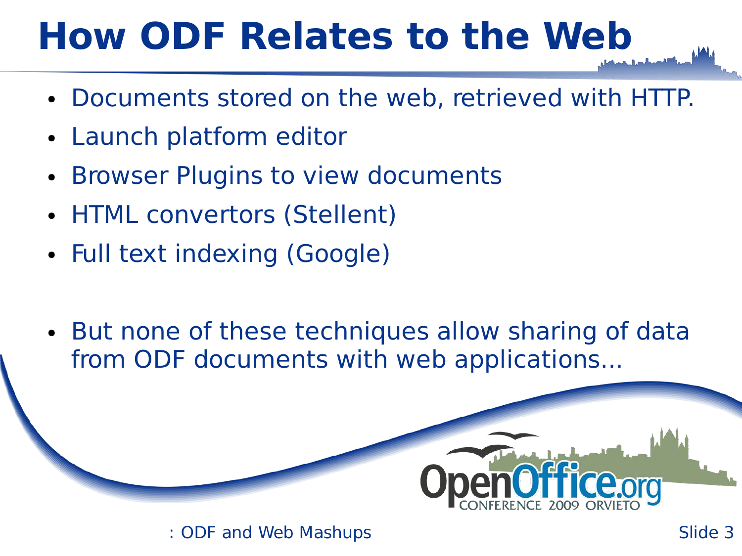# How ODF Relates to the Web

- Documents stored on the web, retrieved with HTTP.
- Launch platform editor
- Browser Plugins to view documents
- HTML convertors (Stellent)
- Full text indexing (Google)

- But none of these techniques allow sharing of data from ODF documents with web applications...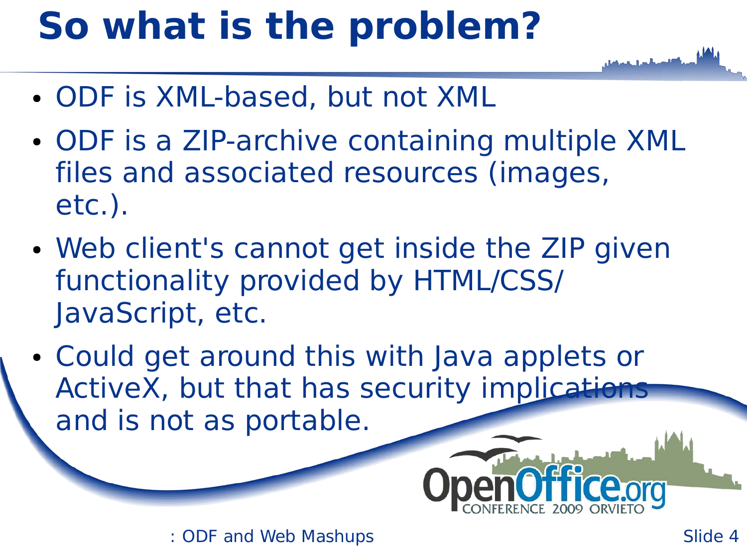# So what is the problem?

- ODF is XML-based, but not XML
- ODF is a ZIP-archive containing multiple XML files and associated resources (images, etc.).
- Web client's cannot get inside the ZIP given functionality provided by HTML/CSS/ JavaScript, etc.
- Could get around this with Java applets or ActiveX, but that has security implications and is not as portable.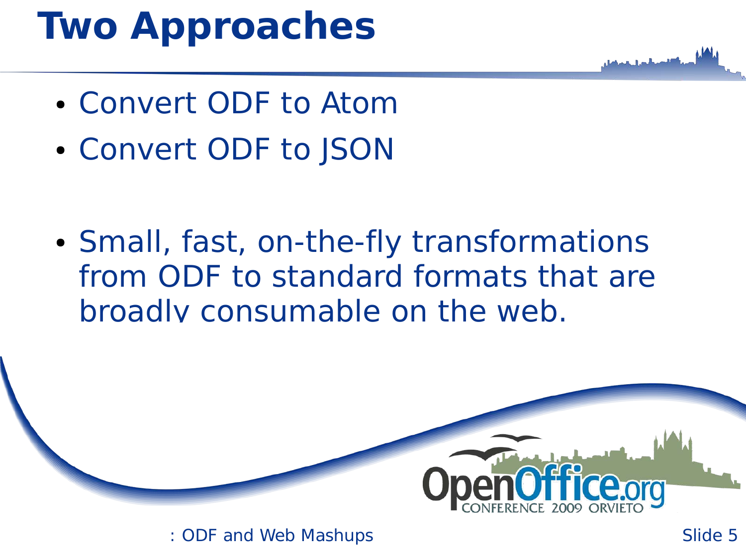# Two Approaches

- Convert ODF to Atom
- Convert ODF to JSON

- Small, fast, on-the-fly transformations from ODF to standard formats that are broadly consumable on the web.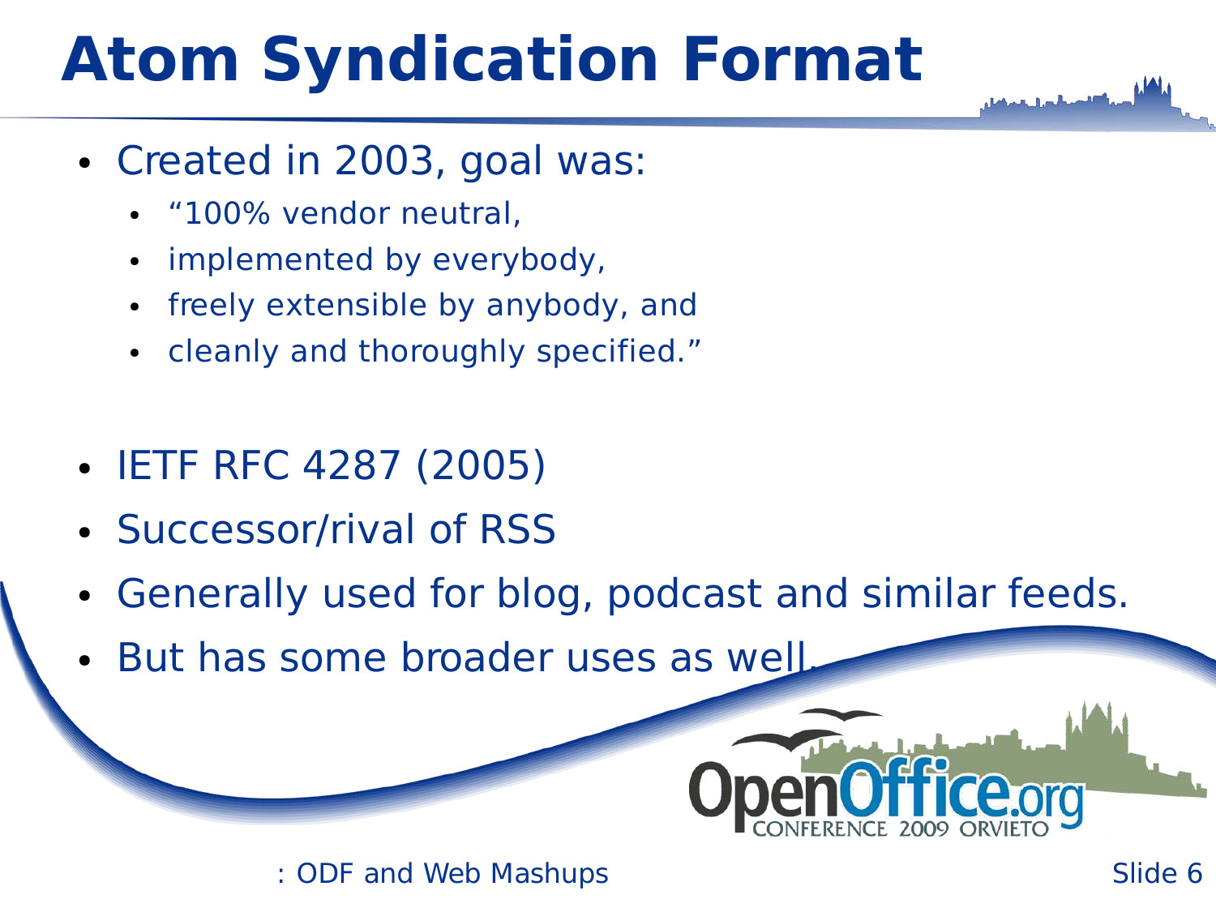# Atom Syndication Format

- Created in 2003, goal was:
  - “100% vendor neutral,
  - implemented by everybody,
  - freely extensible by anybody, and
  - cleanly and thoroughly specified.”

- IETF RFC 4287 (2005)
- Successor/rival of RSS
- Generally used for blog, podcast and similar feeds.
- But has some broader uses as well.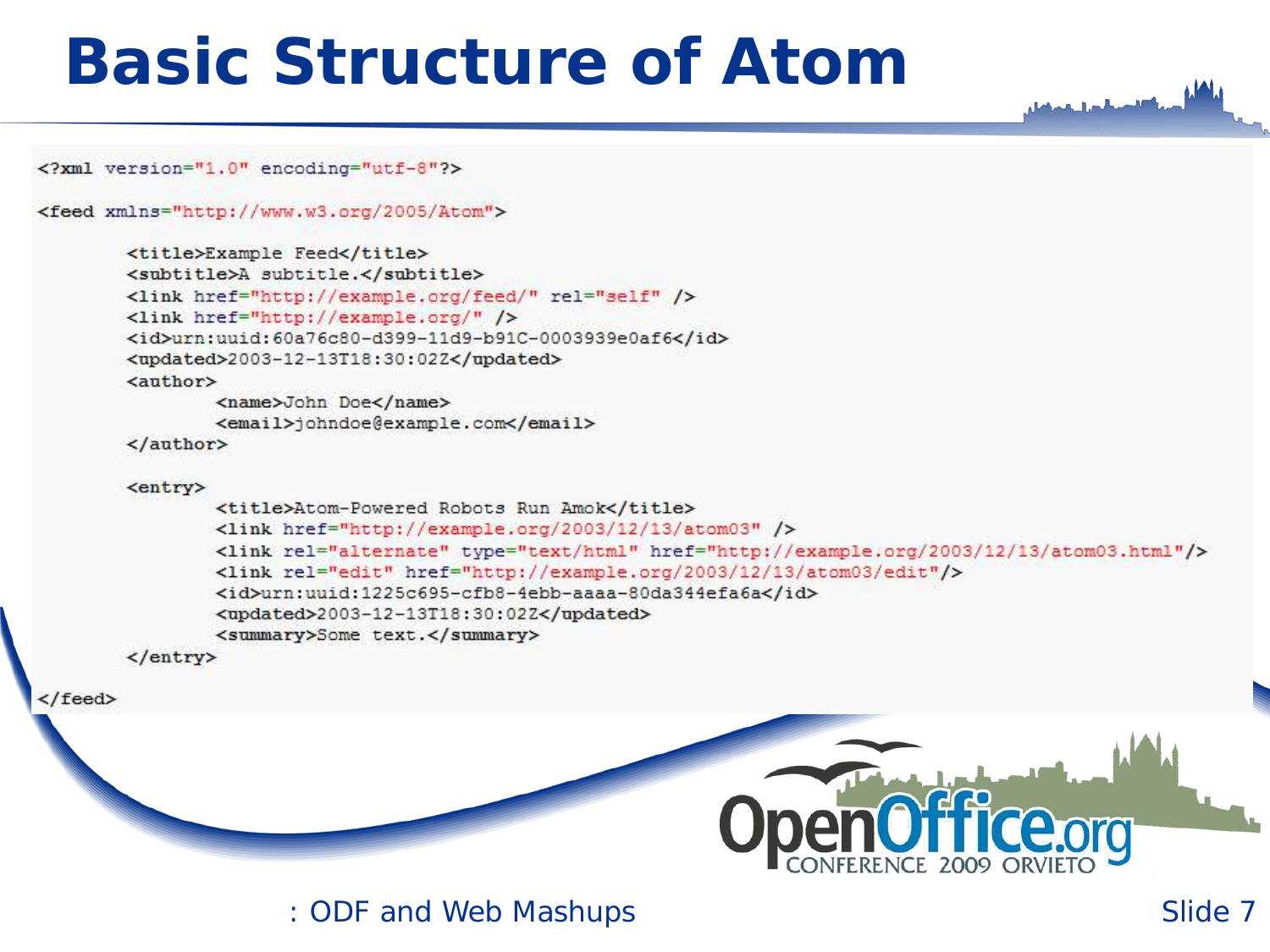# Basic Structure of Atom

```xml
<?xml version="1.0" encoding="utf-8"?>

<feed xmlns="http://www.w3.org/2005/Atom">

        <title>Example Feed</title>
        <subtitle>A subtitle.</subtitle>
        <link href="http://example.org/feed/" rel="self" />
        <link href="http://example.org/" />
        <id>urn:uuid:60a76c80-d399-11d9-b91C-0003939e0af6</id>
        <updated>2003-12-13T18:30:02Z</updated>
        <author>
                <name>John Doe</name>
                <email>johndoe@example.com</email>
        </author>

        <entry>
                <title>Atom-Powered Robots Run Amok</title>
                <link href="http://example.org/2003/12/13/atom03" />
                <link rel="alternate" type="text/html" href="http://example.org/2003/12/13/atom03.html"/>
                <link rel="edit" href="http://example.org/2003/12/13/atom03/edit"/>
                <id>urn:uuid:1225c695-cfb8-4ebb-aaaa-80da344efa6a</id>
                <updated>2003-12-13T18:30:02Z</updated>
                <summary>Some text.</summary>
        </entry>

</feed>
```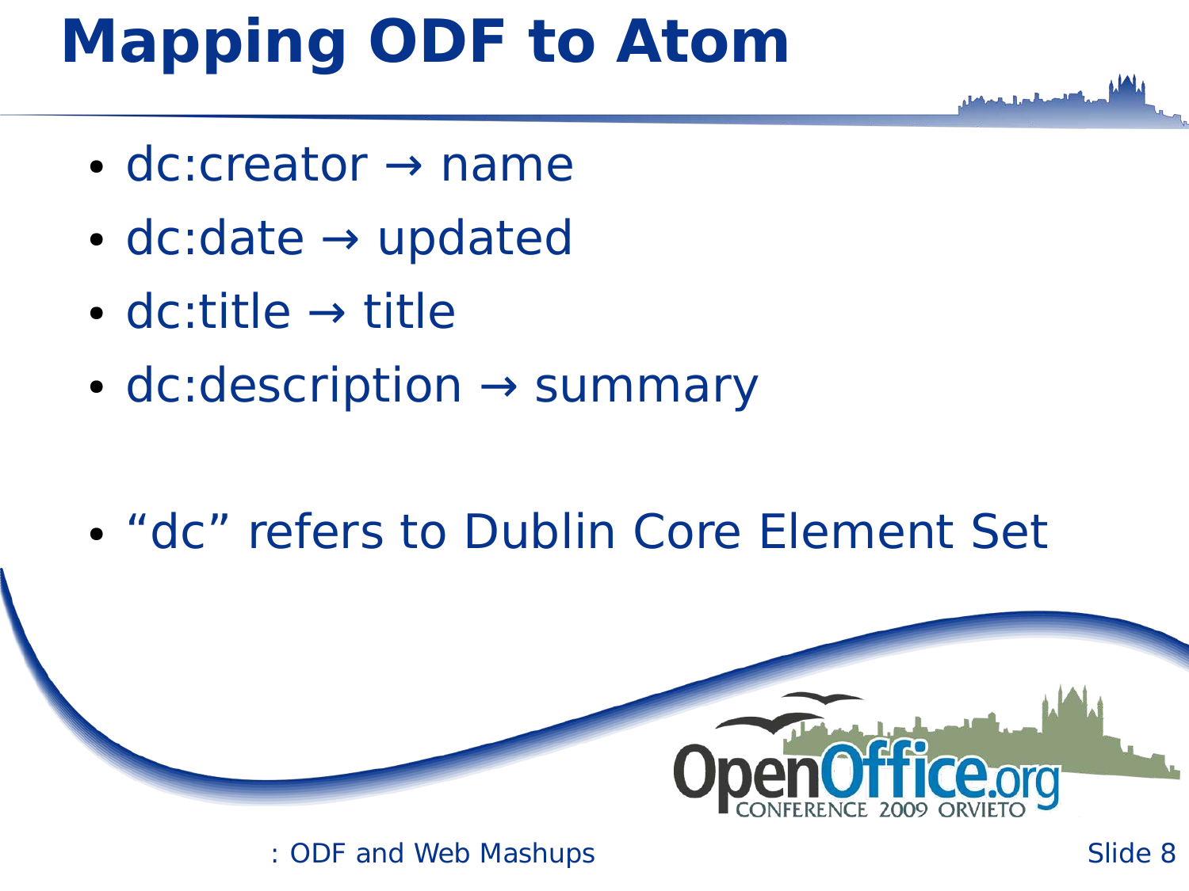# Mapping ODF to Atom

- dc:creator → name
- dc:date → updated
- dc:title → title
- dc:description → summary

- “dc” refers to Dublin Core Element Set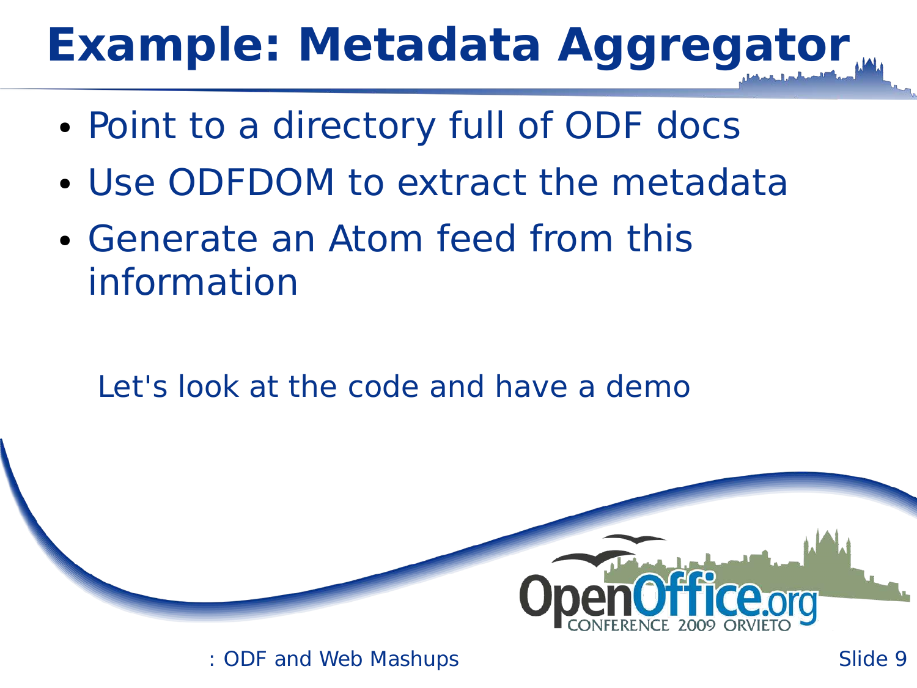# Example: Metadata Aggregator

- Point to a directory full of ODF docs
- Use ODFDOM to extract the metadata
- Generate an Atom feed from this information

Let's look at the code and have a demo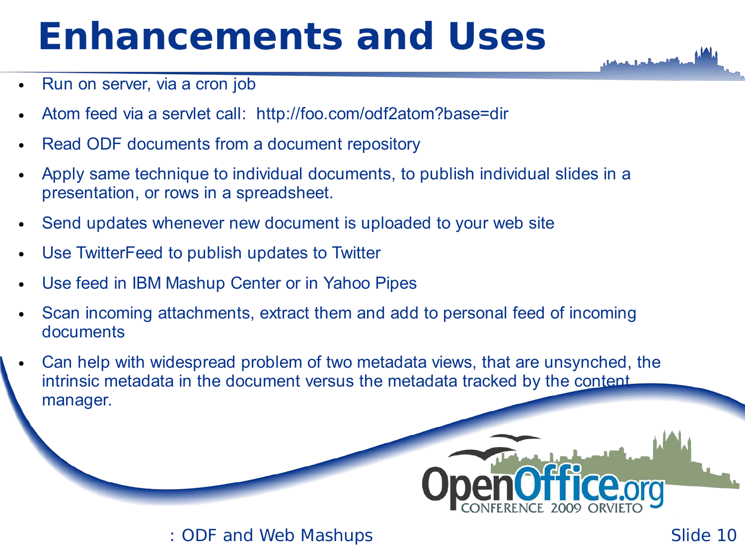# Enhancements and Uses

- Run on server, via a cron job
- Atom feed via a servlet call:  http://foo.com/odf2atom?base=dir
- Read ODF documents from a document repository
- Apply same technique to individual documents, to publish individual slides in a presentation, or rows in a spreadsheet.
- Send updates whenever new document is uploaded to your web site
- Use TwitterFeed to publish updates to Twitter
- Use feed in IBM Mashup Center or in Yahoo Pipes
- Scan incoming attachments, extract them and add to personal feed of incoming documents
- Can help with widespread problem of two metadata views, that are unsynched, the intrinsic metadata in the document versus the metadata tracked by the content manager.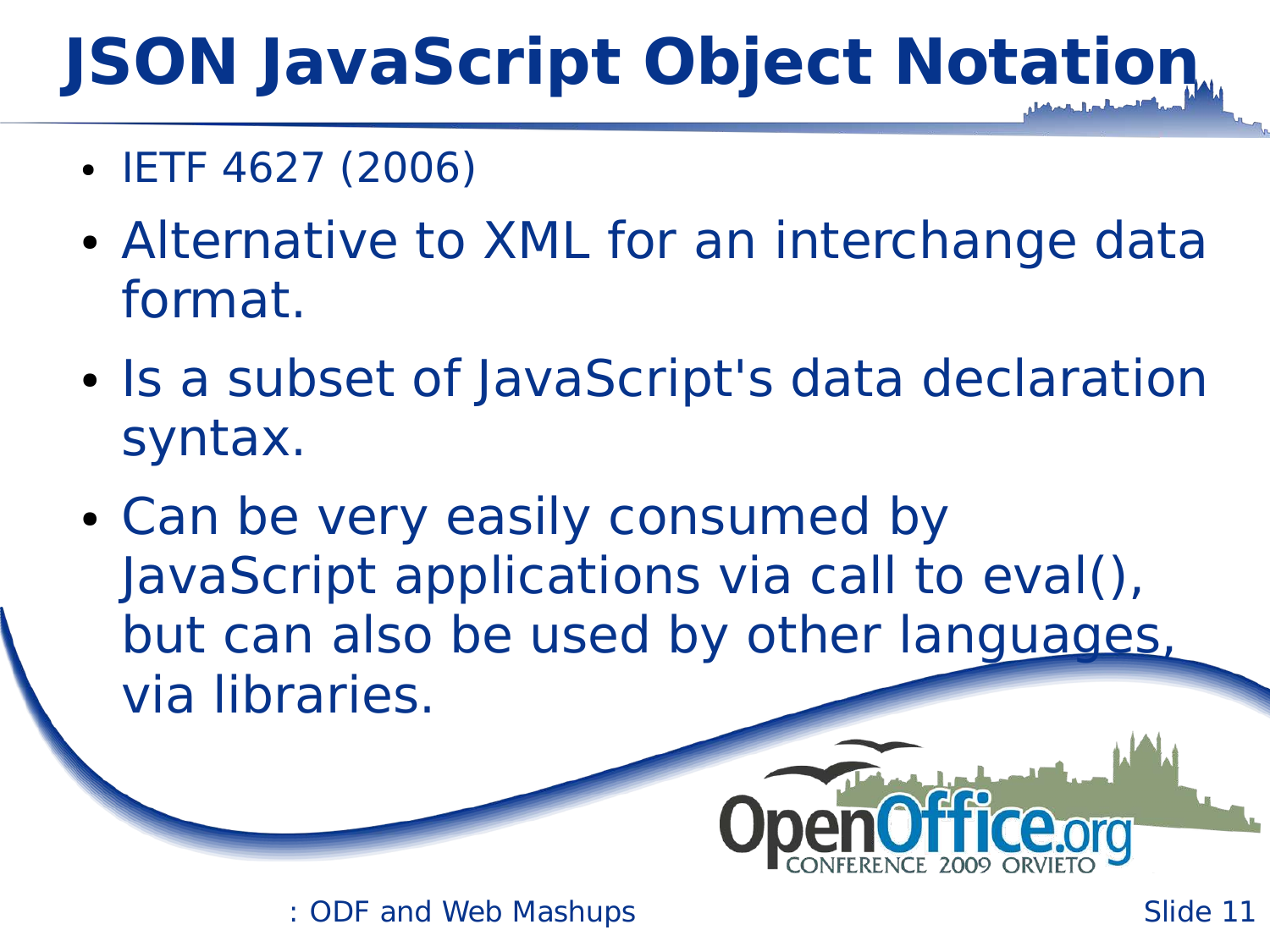# JSON JavaScript Object Notation

- IETF 4627 (2006)
- Alternative to XML for an interchange data format.
- Is a subset of JavaScript's data declaration syntax.
- Can be very easily consumed by JavaScript applications via call to eval(), but can also be used by other languages, via libraries.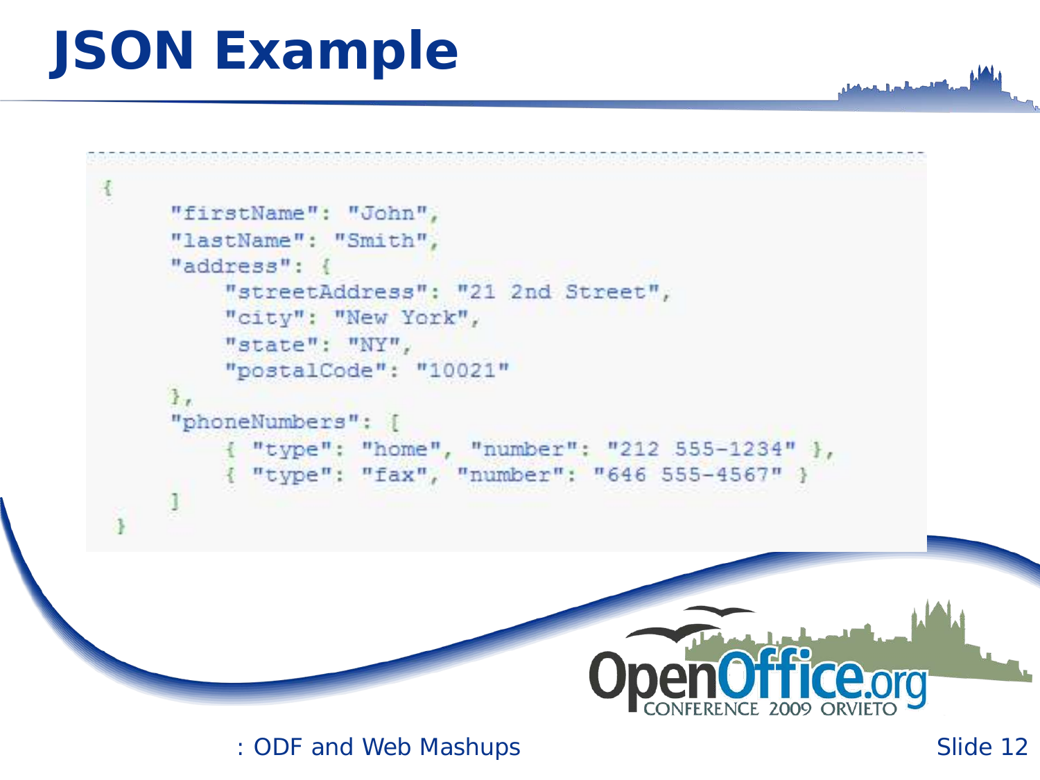# JSON Example

```
{
     "firstName": "John",
     "lastName": "Smith",
     "address": {
         "streetAddress": "21 2nd Street",
         "city": "New York",
         "state": "NY",
         "postalCode": "10021"
     },
     "phoneNumbers": [
         { "type": "home", "number": "212 555-1234" },
         { "type": "fax", "number": "646 555-4567" }
     ]
 }
```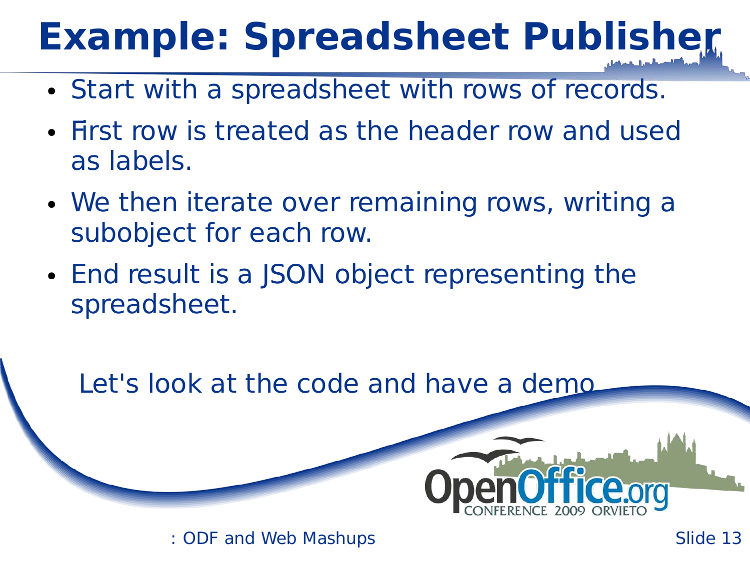# Example: Spreadsheet Publisher

- Start with a spreadsheet with rows of records.
- First row is treated as the header row and used as labels.
- We then iterate over remaining rows, writing a subobject for each row.
- End result is a JSON object representing the spreadsheet.

Let's look at the code and have a demo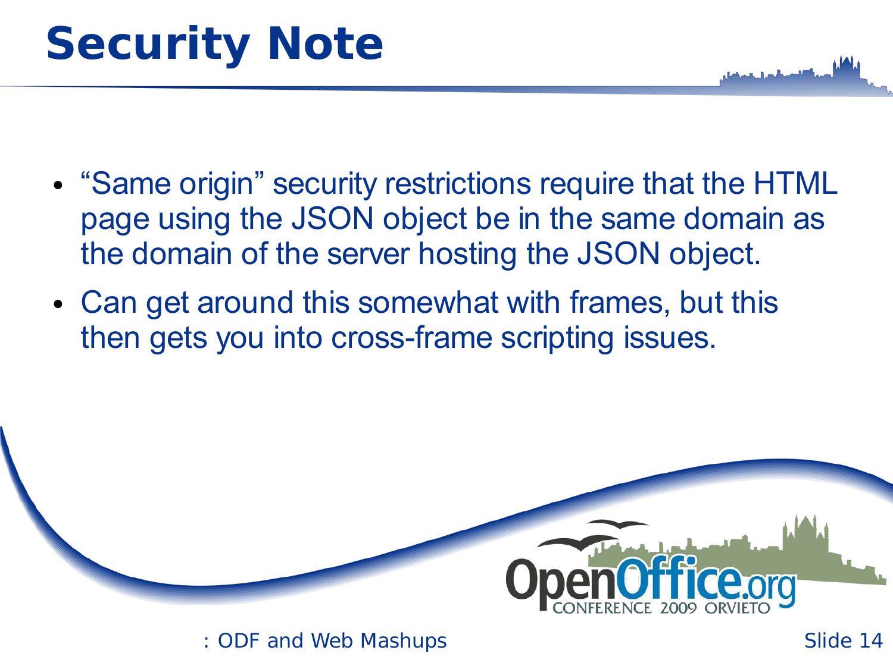# Security Note

- “Same origin” security restrictions require that the HTML page using the JSON object be in the same domain as the domain of the server hosting the JSON object.
- Can get around this somewhat with frames, but this then gets you into cross-frame scripting issues.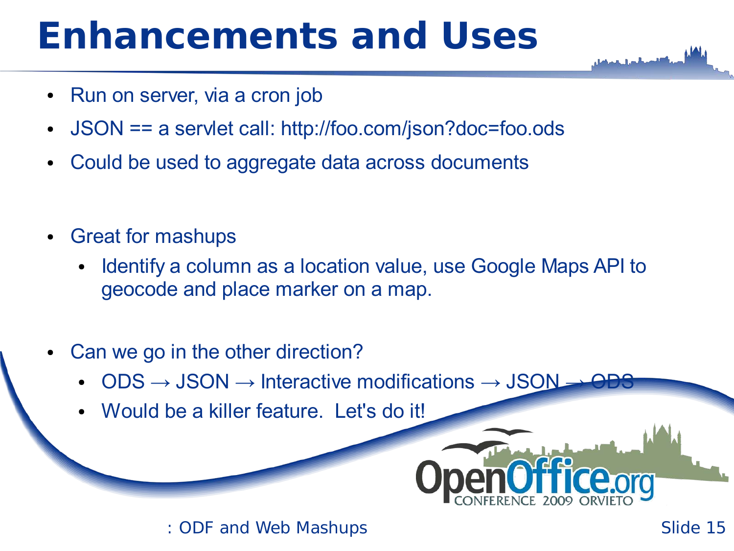# Enhancements and Uses

- Run on server, via a cron job
- JSON == a servlet call: http://foo.com/json?doc=foo.ods
- Could be used to aggregate data across documents

- Great for mashups
  - Identify a column as a location value, use Google Maps API to geocode and place marker on a map.

- Can we go in the other direction?
  - ODS → JSON → Interactive modifications → JSON → ODS
  - Would be a killer feature.  Let's do it!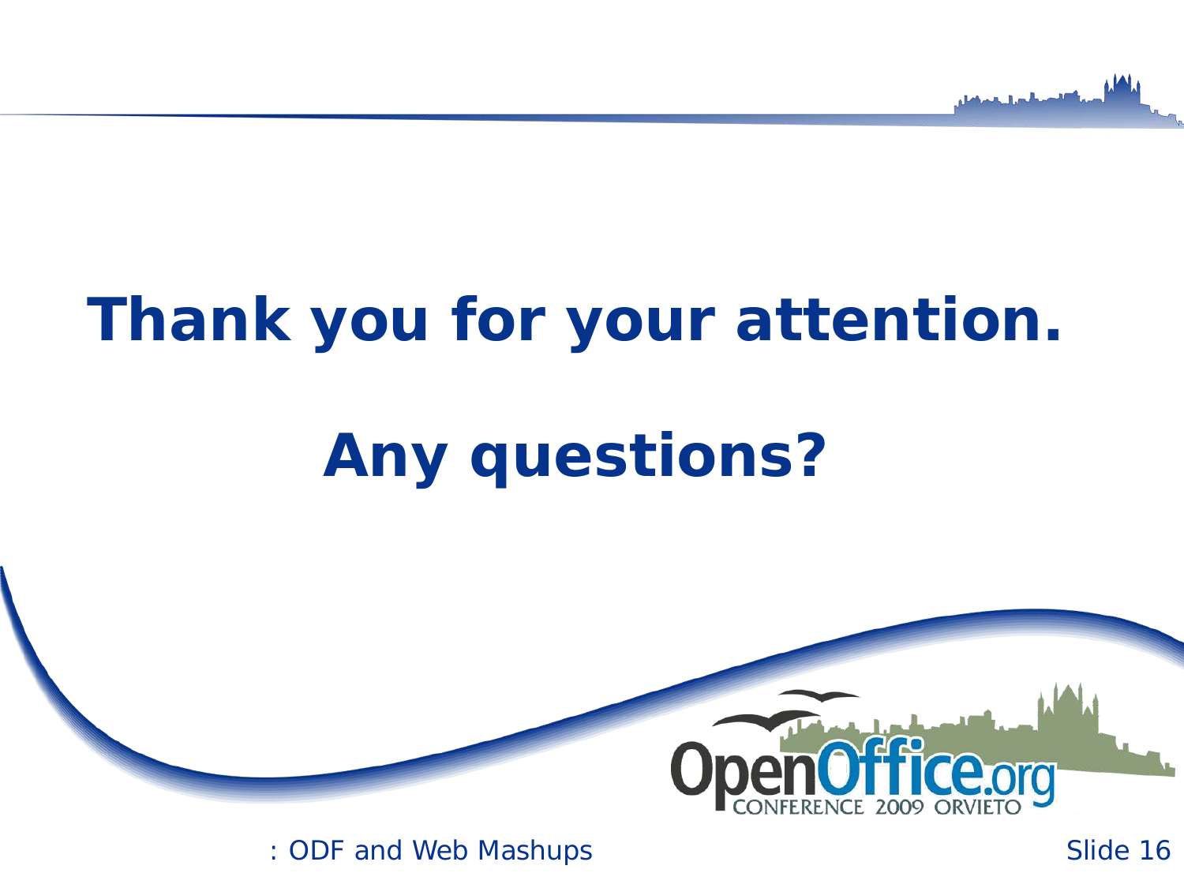# Thank you for your attention.

# Any questions?